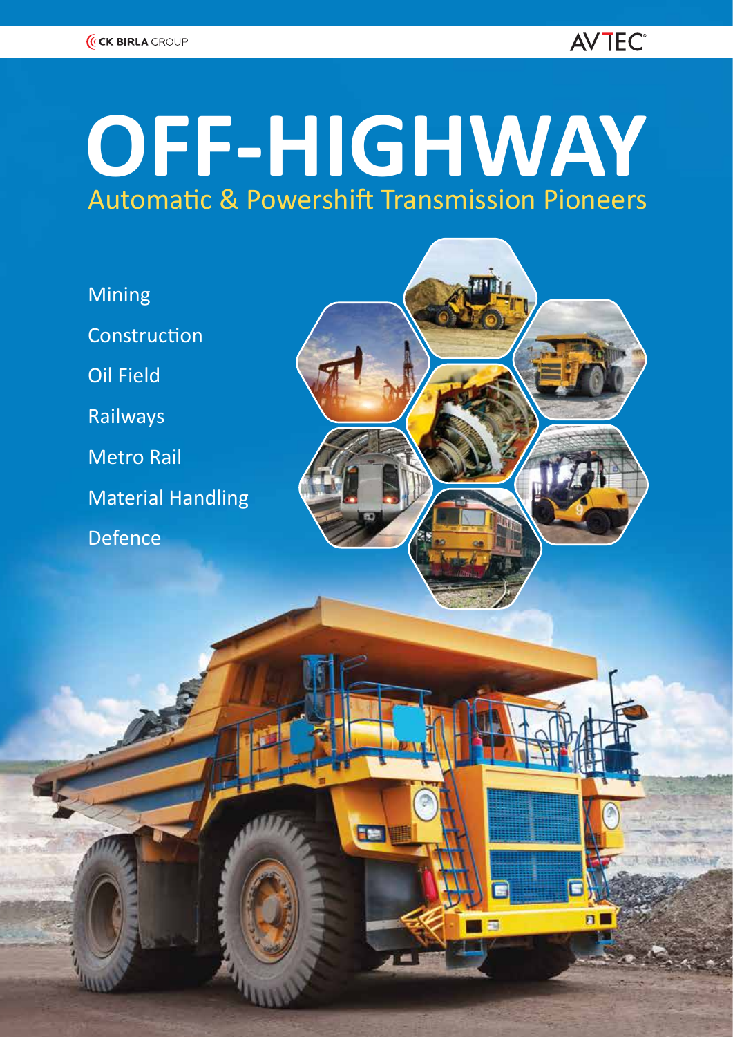CK BIRLA GROUP

AVTEC

# OFF-HIGHWAY

## Automatic & Powershift Transmission Pioneers

- Mining
- Construction
- Oil Field
- Railways
- Metro Rail
- Material Handling
- Defence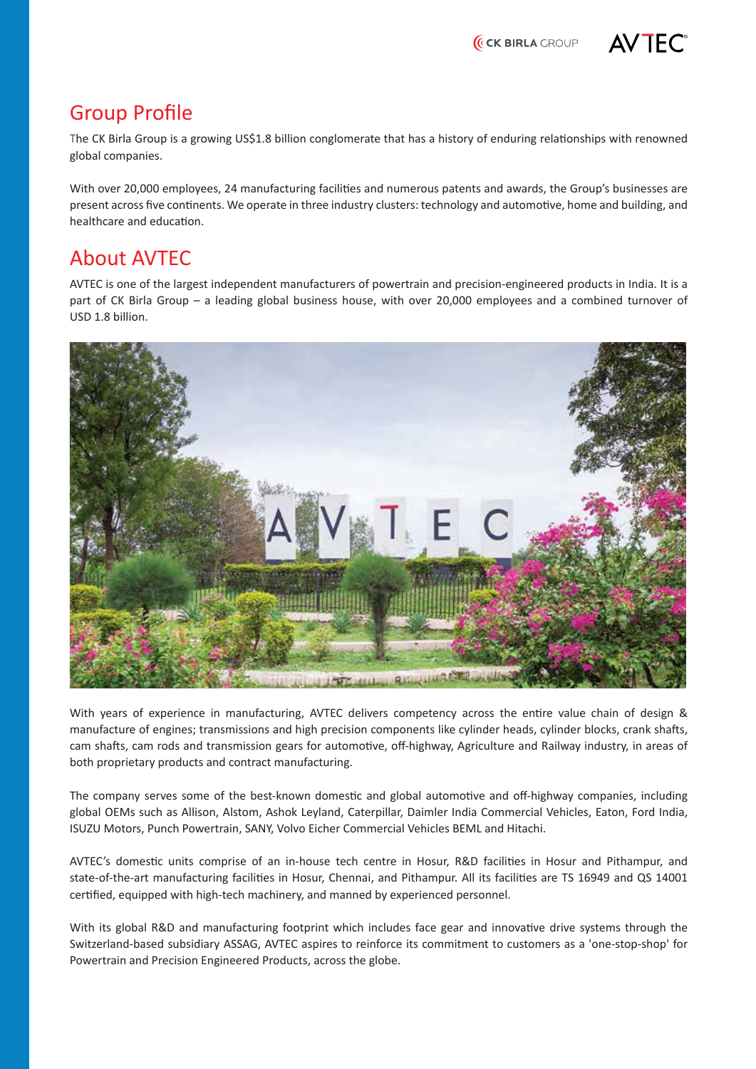## Group Profile

The CK Birla Group is a growing US$1.8 billion conglomerate that has a history of enduring relationships with renowned global companies.

With over 20,000 employees, 24 manufacturing facilities and numerous patents and awards, the Group's businesses are present across five continents. We operate in three industry clusters: technology and automotive, home and building, and healthcare and education.

## About AVTEC

AVTEC is one of the largest independent manufacturers of powertrain and precision-engineered products in India. It is a part of CK Birla Group – a leading global business house, with over 20,000 employees and a combined turnover of USD 1.8 billion.

With years of experience in manufacturing, AVTEC delivers competency across the entire value chain of design & manufacture of engines; transmissions and high precision components like cylinder heads, cylinder blocks, crank shafts, cam shafts, cam rods and transmission gears for automotive, off-highway, Agriculture and Railway industry, in areas of both proprietary products and contract manufacturing.

The company serves some of the best-known domestic and global automotive and off-highway companies, including global OEMs such as Allison, Alstom, Ashok Leyland, Caterpillar, Daimler India Commercial Vehicles, Eaton, Ford India, ISUZU Motors, Punch Powertrain, SANY, Volvo Eicher Commercial Vehicles BEML and Hitachi.

AVTEC's domestic units comprise of an in-house tech centre in Hosur, R&D facilities in Hosur and Pithampur, and state-of-the-art manufacturing facilities in Hosur, Chennai, and Pithampur. All its facilities are TS 16949 and QS 14001 certified, equipped with high-tech machinery, and manned by experienced personnel.

With its global R&D and manufacturing footprint which includes face gear and innovative drive systems through the Switzerland-based subsidiary ASSAG, AVTEC aspires to reinforce its commitment to customers as a 'one-stop-shop' for Powertrain and Precision Engineered Products, across the globe.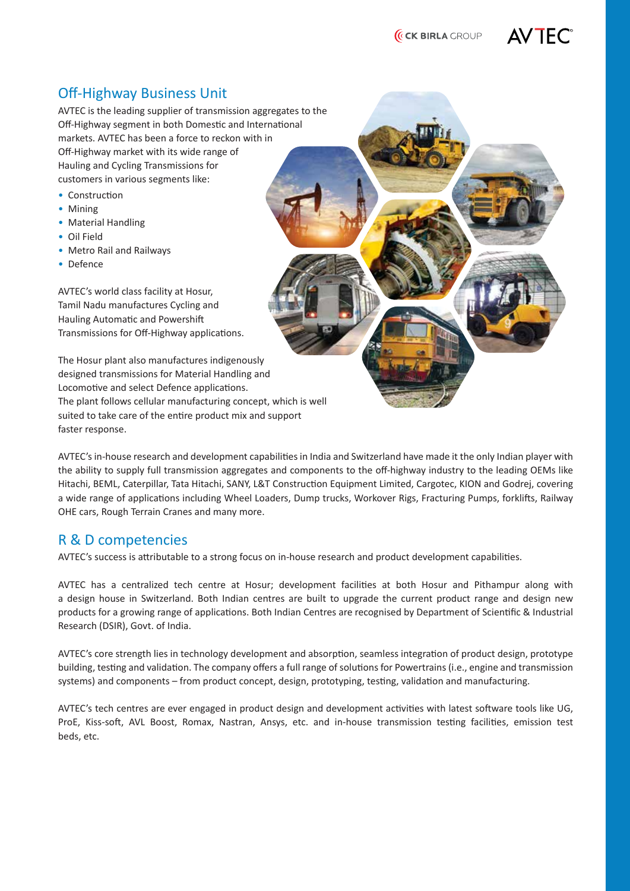## Off-Highway Business Unit

AVTEC is the leading supplier of transmission aggregates to the Off-Highway segment in both Domestic and International markets. AVTEC has been a force to reckon with in Off-Highway market with its wide range of Hauling and Cycling Transmissions for customers in various segments like:

- Construction
- Mining
- Material Handling
- Oil Field
- Metro Rail and Railways
- Defence

AVTEC's world class facility at Hosur, Tamil Nadu manufactures Cycling and Hauling Automatic and Powershift Transmissions for Off-Highway applications.

The Hosur plant also manufactures indigenously designed transmissions for Material Handling and Locomotive and select Defence applications. The plant follows cellular manufacturing concept, which is well suited to take care of the entire product mix and support faster response.

AVTEC's in-house research and development capabilities in India and Switzerland have made it the only Indian player with the ability to supply full transmission aggregates and components to the off-highway industry to the leading OEMs like Hitachi, BEML, Caterpillar, Tata Hitachi, SANY, L&T Construction Equipment Limited, Cargotec, KION and Godrej, covering a wide range of applications including Wheel Loaders, Dump trucks, Workover Rigs, Fracturing Pumps, forklifts, Railway OHE cars, Rough Terrain Cranes and many more.

## R & D competencies

AVTEC's success is attributable to a strong focus on in-house research and product development capabilities.

AVTEC has a centralized tech centre at Hosur; development facilities at both Hosur and Pithampur along with a design house in Switzerland. Both Indian centres are built to upgrade the current product range and design new products for a growing range of applications. Both Indian Centres are recognised by Department of Scientific & Industrial Research (DSIR), Govt. of India.

AVTEC's core strength lies in technology development and absorption, seamless integration of product design, prototype building, testing and validation. The company offers a full range of solutions for Powertrains (i.e., engine and transmission systems) and components – from product concept, design, prototyping, testing, validation and manufacturing.

AVTEC's tech centres are ever engaged in product design and development activities with latest software tools like UG, ProE, Kiss-soft, AVL Boost, Romax, Nastran, Ansys, etc. and in-house transmission testing facilities, emission test beds, etc.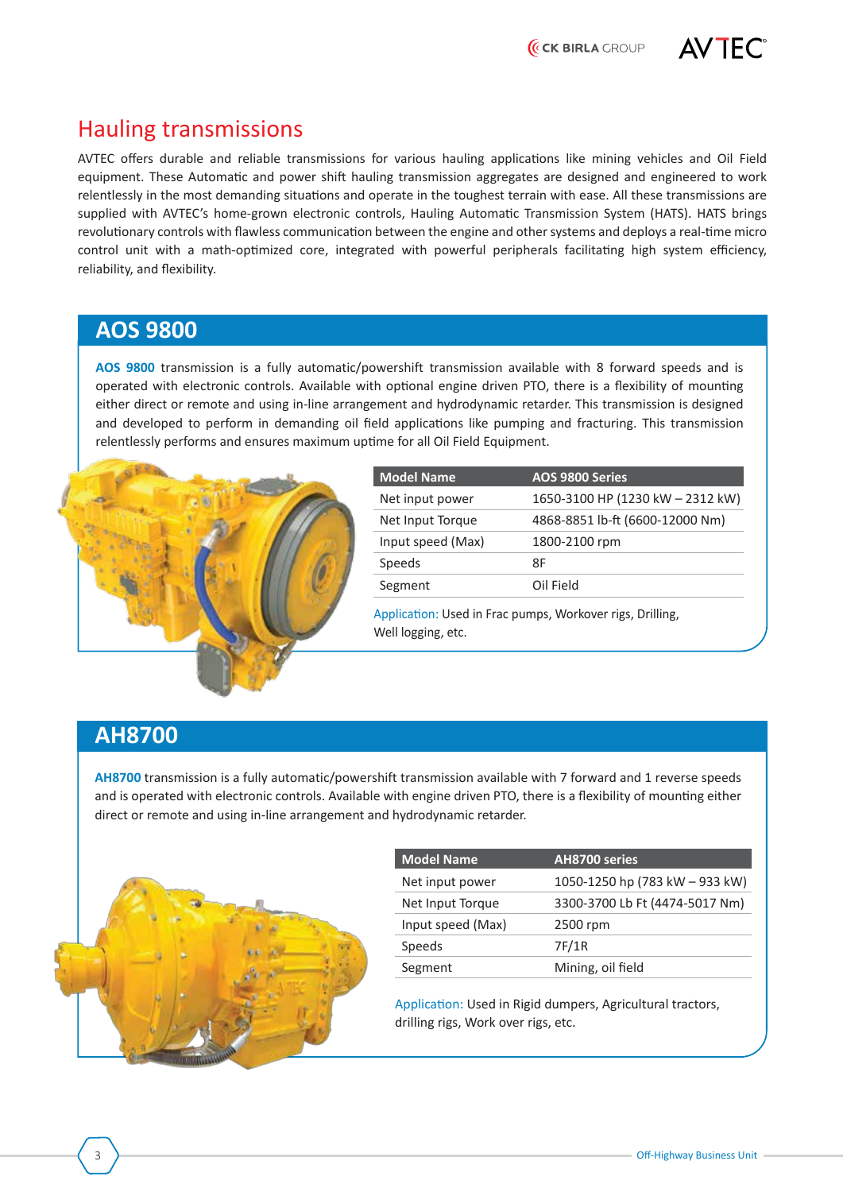# Hauling transmissions

AVTEC offers durable and reliable transmissions for various hauling applications like mining vehicles and Oil Field equipment. These Automatic and power shift hauling transmission aggregates are designed and engineered to work relentlessly in the most demanding situations and operate in the toughest terrain with ease. All these transmissions are supplied with AVTEC's home-grown electronic controls, Hauling Automatic Transmission System (HATS). HATS brings revolutionary controls with flawless communication between the engine and other systems and deploys a real-time micro control unit with a math-optimized core, integrated with powerful peripherals facilitating high system efficiency, reliability, and flexibility.

## AOS 9800

**AOS 9800** transmission is a fully automatic/powershift transmission available with 8 forward speeds and is operated with electronic controls. Available with optional engine driven PTO, there is a flexibility of mounting either direct or remote and using in-line arrangement and hydrodynamic retarder. This transmission is designed and developed to perform in demanding oil field applications like pumping and fracturing. This transmission relentlessly performs and ensures maximum uptime for all Oil Field Equipment.

| Model Name | AOS 9800 Series |
|---|---|
| Net input power | 1650-3100 HP (1230 kW – 2312 kW) |
| Net Input Torque | 4868-8851 lb-ft (6600-12000 Nm) |
| Input speed (Max) | 1800-2100 rpm |
| Speeds | 8F |
| Segment | Oil Field |

Application: Used in Frac pumps, Workover rigs, Drilling, Well logging, etc.

## AH8700

**AH8700** transmission is a fully automatic/powershift transmission available with 7 forward and 1 reverse speeds and is operated with electronic controls. Available with engine driven PTO, there is a flexibility of mounting either direct or remote and using in-line arrangement and hydrodynamic retarder.

| Model Name | AH8700 series |
|---|---|
| Net input power | 1050-1250 hp (783 kW – 933 kW) |
| Net Input Torque | 3300-3700 Lb Ft (4474-5017 Nm) |
| Input speed (Max) | 2500 rpm |
| Speeds | 7F/1R |
| Segment | Mining, oil field |

Application: Used in Rigid dumpers, Agricultural tractors, drilling rigs, Work over rigs, etc.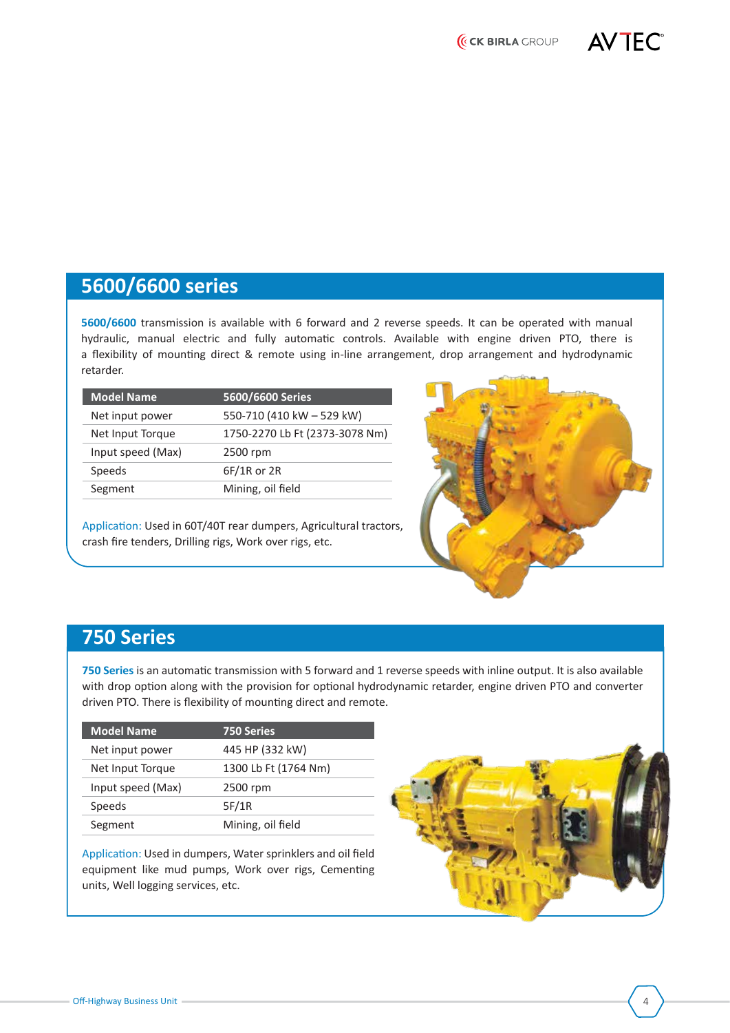## 5600/6600 series

**5600/6600** transmission is available with 6 forward and 2 reverse speeds. It can be operated with manual hydraulic, manual electric and fully automatic controls. Available with engine driven PTO, there is a flexibility of mounting direct & remote using in-line arrangement, drop arrangement and hydrodynamic retarder.

| Model Name | 5600/6600 Series |
|---|---|
| Net input power | 550-710 (410 kW – 529 kW) |
| Net Input Torque | 1750-2270 Lb Ft (2373-3078 Nm) |
| Input speed (Max) | 2500 rpm |
| Speeds | 6F/1R or 2R |
| Segment | Mining, oil field |

Application: Used in 60T/40T rear dumpers, Agricultural tractors, crash fire tenders, Drilling rigs, Work over rigs, etc.

## 750 Series

**750 Series** is an automatic transmission with 5 forward and 1 reverse speeds with inline output. It is also available with drop option along with the provision for optional hydrodynamic retarder, engine driven PTO and converter driven PTO. There is flexibility of mounting direct and remote.

| Model Name | 750 Series |
|---|---|
| Net input power | 445 HP (332 kW) |
| Net Input Torque | 1300 Lb Ft (1764 Nm) |
| Input speed (Max) | 2500 rpm |
| Speeds | 5F/1R |
| Segment | Mining, oil field |

Application: Used in dumpers, Water sprinklers and oil field equipment like mud pumps, Work over rigs, Cementing units, Well logging services, etc.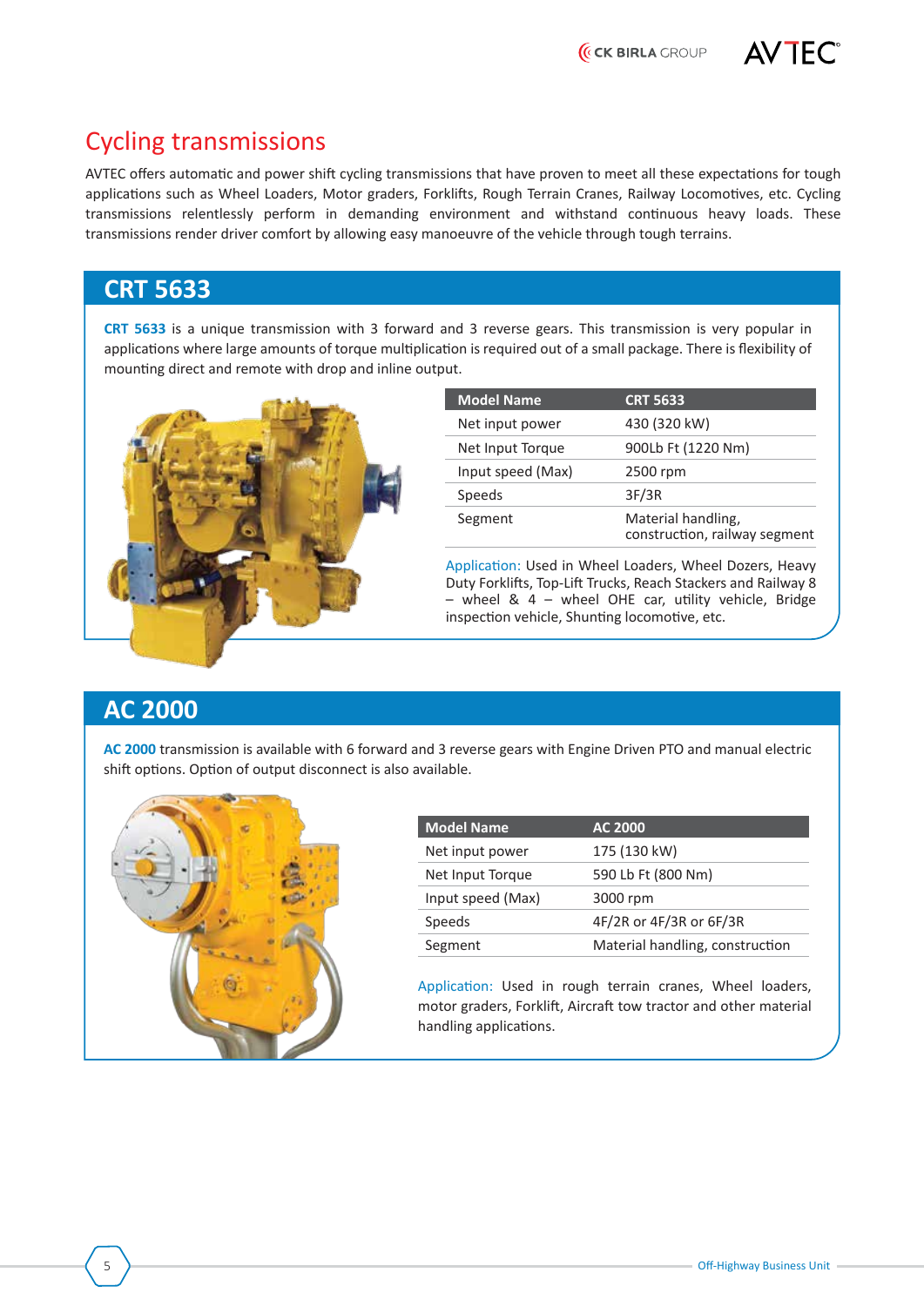# Cycling transmissions

AVTEC offers automatic and power shift cycling transmissions that have proven to meet all these expectations for tough applications such as Wheel Loaders, Motor graders, Forklifts, Rough Terrain Cranes, Railway Locomotives, etc. Cycling transmissions relentlessly perform in demanding environment and withstand continuous heavy loads. These transmissions render driver comfort by allowing easy manoeuvre of the vehicle through tough terrains.

## CRT 5633

**CRT 5633** is a unique transmission with 3 forward and 3 reverse gears. This transmission is very popular in applications where large amounts of torque multiplication is required out of a small package. There is flexibility of mounting direct and remote with drop and inline output.

| Model Name | CRT 5633 |
|---|---|
| Net input power | 430 (320 kW) |
| Net Input Torque | 900Lb Ft (1220 Nm) |
| Input speed (Max) | 2500 rpm |
| Speeds | 3F/3R |
| Segment | Material handling, construction, railway segment |

Application: Used in Wheel Loaders, Wheel Dozers, Heavy Duty Forklifts, Top-Lift Trucks, Reach Stackers and Railway 8 – wheel & 4 – wheel OHE car, utility vehicle, Bridge inspection vehicle, Shunting locomotive, etc.

## AC 2000

**AC 2000** transmission is available with 6 forward and 3 reverse gears with Engine Driven PTO and manual electric shift options. Option of output disconnect is also available.

| Model Name | AC 2000 |
|---|---|
| Net input power | 175 (130 kW) |
| Net Input Torque | 590 Lb Ft (800 Nm) |
| Input speed (Max) | 3000 rpm |
| Speeds | 4F/2R or 4F/3R or 6F/3R |
| Segment | Material handling, construction |

Application: Used in rough terrain cranes, Wheel loaders, motor graders, Forklift, Aircraft tow tractor and other material handling applications.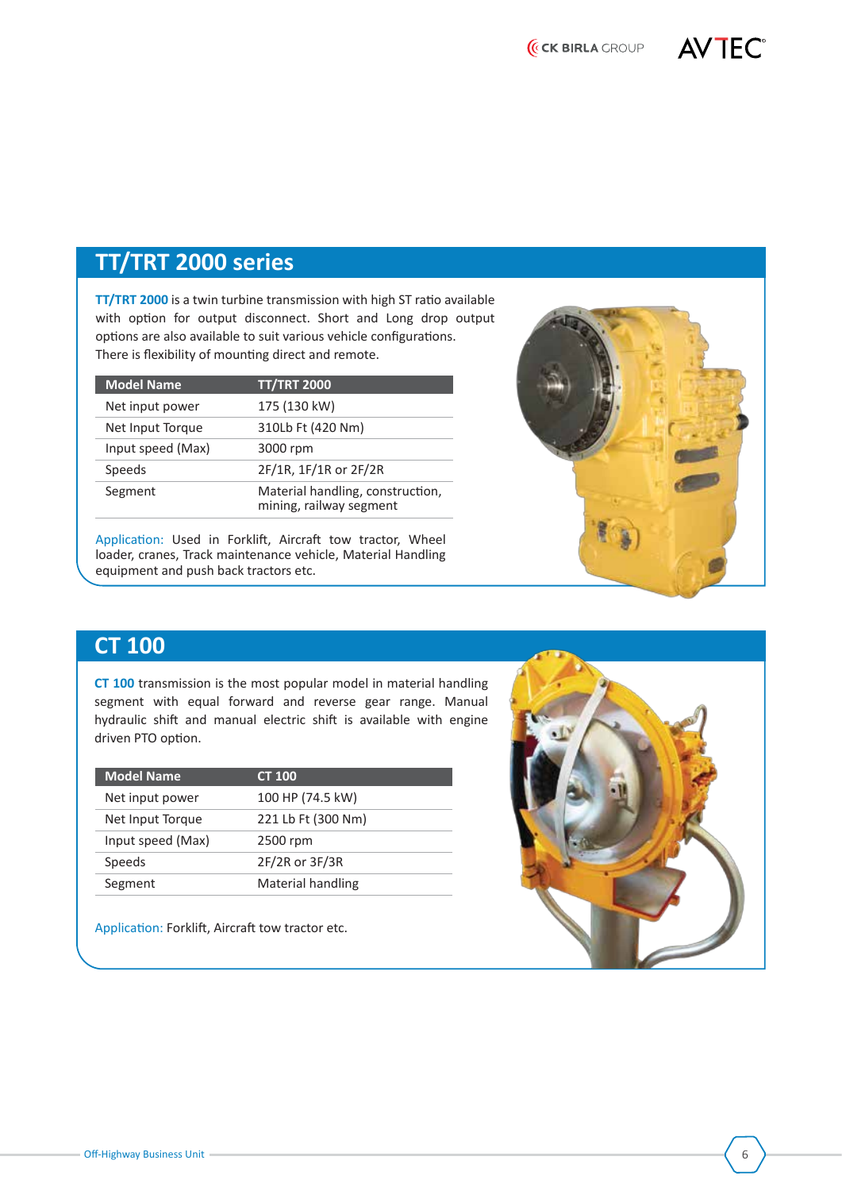## TT/TRT 2000 series

**TT/TRT 2000** is a twin turbine transmission with high ST ratio available with option for output disconnect. Short and Long drop output options are also available to suit various vehicle configurations. There is flexibility of mounting direct and remote.

| Model Name | TT/TRT 2000 |
|---|---|
| Net input power | 175 (130 kW) |
| Net Input Torque | 310Lb Ft (420 Nm) |
| Input speed (Max) | 3000 rpm |
| Speeds | 2F/1R, 1F/1R or 2F/2R |
| Segment | Material handling, construction, mining, railway segment |

Application: Used in Forklift, Aircraft tow tractor, Wheel loader, cranes, Track maintenance vehicle, Material Handling equipment and push back tractors etc.

## CT 100

**CT 100** transmission is the most popular model in material handling segment with equal forward and reverse gear range. Manual hydraulic shift and manual electric shift is available with engine driven PTO option.

| Model Name | CT 100 |
|---|---|
| Net input power | 100 HP (74.5 kW) |
| Net Input Torque | 221 Lb Ft (300 Nm) |
| Input speed (Max) | 2500 rpm |
| Speeds | 2F/2R or 3F/3R |
| Segment | Material handling |

Application: Forklift, Aircraft tow tractor etc.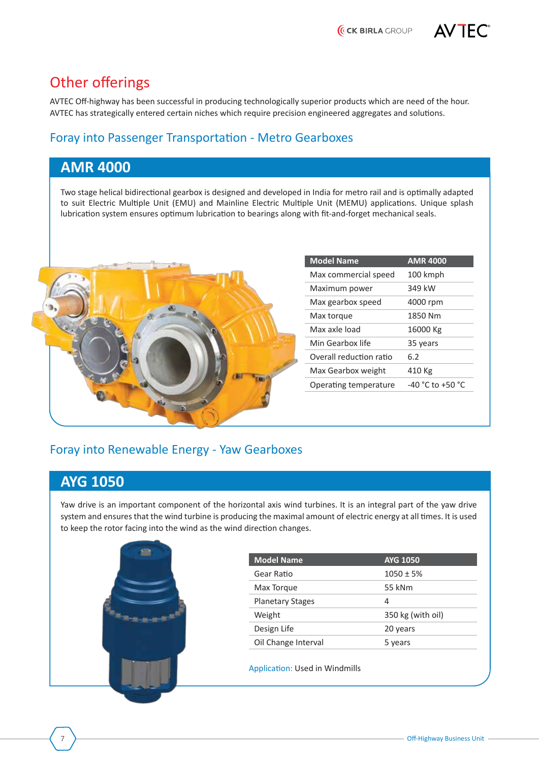# Other offerings

AVTEC Off-highway has been successful in producing technologically superior products which are need of the hour. AVTEC has strategically entered certain niches which require precision engineered aggregates and solutions.

## Foray into Passenger Transportation - Metro Gearboxes

### AMR 4000

Two stage helical bidirectional gearbox is designed and developed in India for metro rail and is optimally adapted to suit Electric Multiple Unit (EMU) and Mainline Electric Multiple Unit (MEMU) applications. Unique splash lubrication system ensures optimum lubrication to bearings along with fit-and-forget mechanical seals.

| Model Name | AMR 4000 |
|---|---|
| Max commercial speed | 100 kmph |
| Maximum power | 349 kW |
| Max gearbox speed | 4000 rpm |
| Max torque | 1850 Nm |
| Max axle load | 16000 Kg |
| Min Gearbox life | 35 years |
| Overall reduction ratio | 6.2 |
| Max Gearbox weight | 410 Kg |
| Operating temperature | -40 °C to +50 °C |

## Foray into Renewable Energy - Yaw Gearboxes

### AYG 1050

Yaw drive is an important component of the horizontal axis wind turbines. It is an integral part of the yaw drive system and ensures that the wind turbine is producing the maximal amount of electric energy at all times. It is used to keep the rotor facing into the wind as the wind direction changes.

| Model Name | AYG 1050 |
|---|---|
| Gear Ratio | 1050 ± 5% |
| Max Torque | 55 kNm |
| Planetary Stages | 4 |
| Weight | 350 kg (with oil) |
| Design Life | 20 years |
| Oil Change Interval | 5 years |

Application: Used in Windmills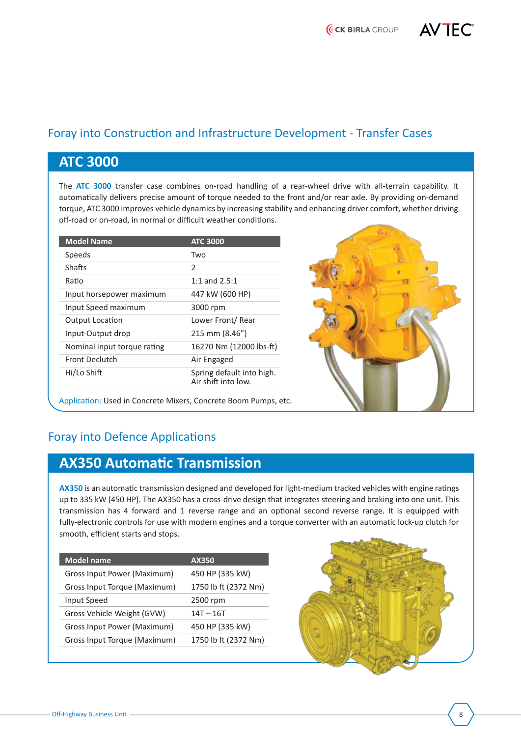## Foray into Construction and Infrastructure Development - Transfer Cases

### ATC 3000

The **ATC 3000** transfer case combines on-road handling of a rear-wheel drive with all-terrain capability. It automatically delivers precise amount of torque needed to the front and/or rear axle. By providing on-demand torque, ATC 3000 improves vehicle dynamics by increasing stability and enhancing driver comfort, whether driving off-road or on-road, in normal or difficult weather conditions.

| Model Name | ATC 3000 |
|---|---|
| Speeds | Two |
| Shafts | 2 |
| Ratio | 1:1 and 2.5:1 |
| Input horsepower maximum | 447 kW (600 HP) |
| Input Speed maximum | 3000 rpm |
| Output Location | Lower Front/ Rear |
| Input-Output drop | 215 mm (8.46") |
| Nominal input torque rating | 16270 Nm (12000 lbs-ft) |
| Front Declutch | Air Engaged |
| Hi/Lo Shift | Spring default into high. Air shift into low. |

Application: Used in Concrete Mixers, Concrete Boom Pumps, etc.

## Foray into Defence Applications

### AX350 Automatic Transmission

**AX350** is an automatic transmission designed and developed for light-medium tracked vehicles with engine ratings up to 335 kW (450 HP). The AX350 has a cross-drive design that integrates steering and braking into one unit. This transmission has 4 forward and 1 reverse range and an optional second reverse range. It is equipped with fully-electronic controls for use with modern engines and a torque converter with an automatic lock-up clutch for smooth, efficient starts and stops.

| Model name | AX350 |
|---|---|
| Gross Input Power (Maximum) | 450 HP (335 kW) |
| Gross Input Torque (Maximum) | 1750 lb ft (2372 Nm) |
| Input Speed | 2500 rpm |
| Gross Vehicle Weight (GVW) | 14T – 16T |
| Gross Input Power (Maximum) | 450 HP (335 kW) |
| Gross Input Torque (Maximum) | 1750 lb ft (2372 Nm) |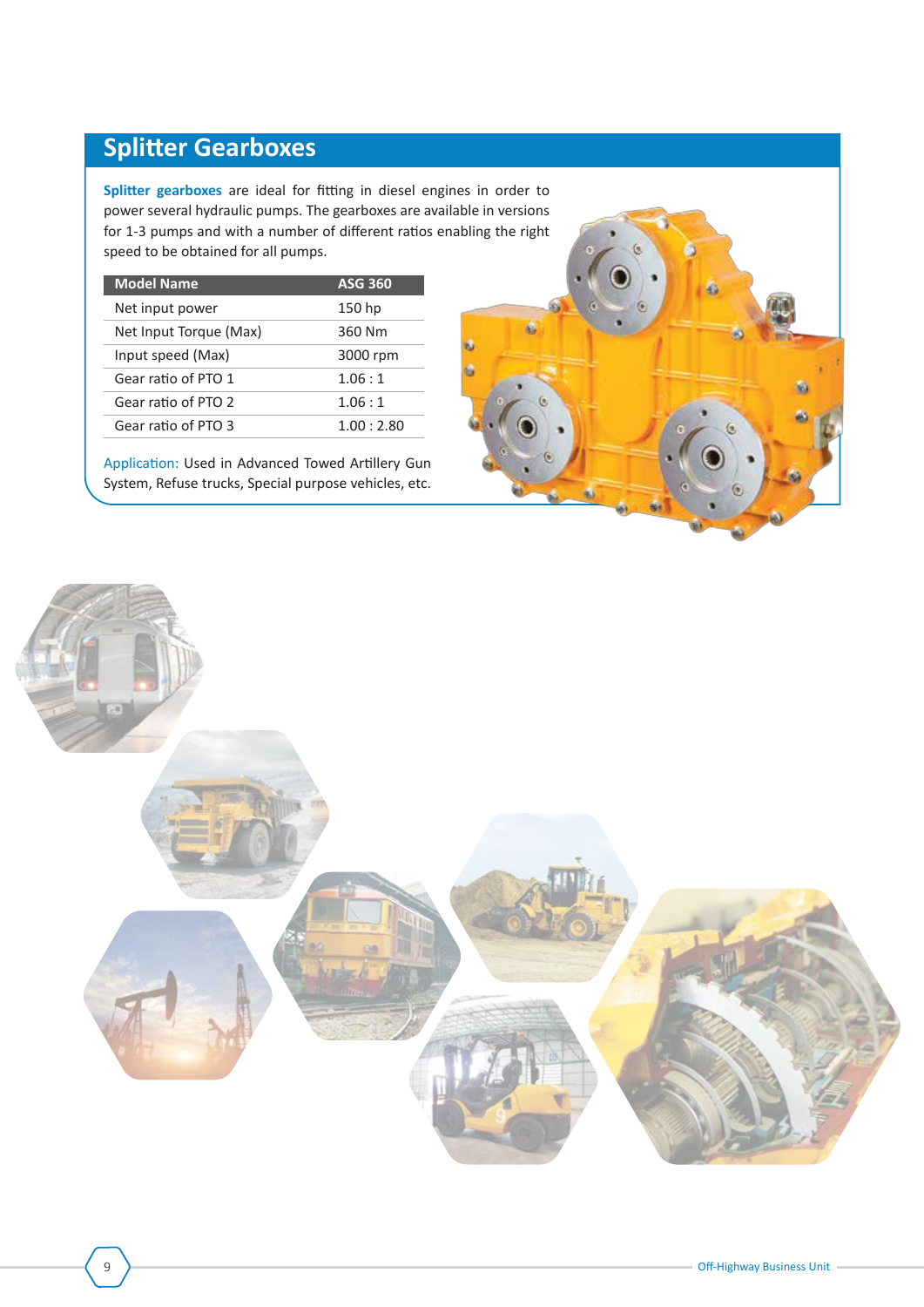## Splitter Gearboxes

**Splitter gearboxes** are ideal for fitting in diesel engines in order to power several hydraulic pumps. The gearboxes are available in versions for 1-3 pumps and with a number of different ratios enabling the right speed to be obtained for all pumps.

| Model Name | ASG 360 |
|---|---|
| Net input power | 150 hp |
| Net Input Torque (Max) | 360 Nm |
| Input speed (Max) | 3000 rpm |
| Gear ratio of PTO 1 | 1.06 : 1 |
| Gear ratio of PTO 2 | 1.06 : 1 |
| Gear ratio of PTO 3 | 1.00 : 2.80 |

Application: Used in Advanced Towed Artillery Gun System, Refuse trucks, Special purpose vehicles, etc.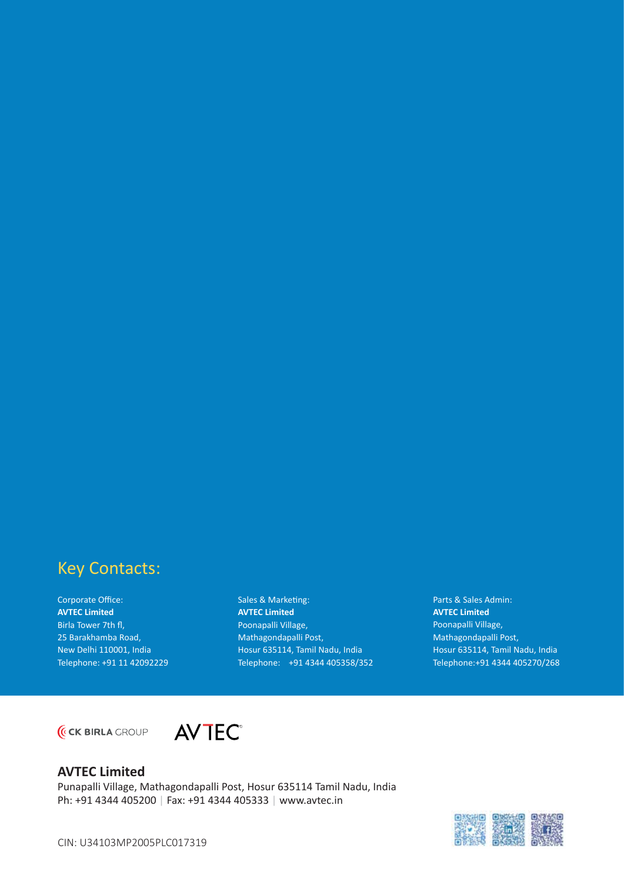## Key Contacts:

Corporate Office:
**AVTEC Limited**
Birla Tower 7th fl,
25 Barakhamba Road,
New Delhi 110001, India
Telephone: +91 11 42092229

Sales & Marketing:
**AVTEC Limited**
Poonapalli Village,
Mathagondapalli Post,
Hosur 635114, Tamil Nadu, India
Telephone: +91 4344 405358/352

Parts & Sales Admin:
**AVTEC Limited**
Poonapalli Village,
Mathagondapalli Post,
Hosur 635114, Tamil Nadu, India
Telephone:+91 4344 405270/268

CK BIRLA GROUP

AVTEC

**AVTEC Limited**
Punapalli Village, Mathagondapalli Post, Hosur 635114 Tamil Nadu, India
Ph: +91 4344 405200 | Fax: +91 4344 405333 | www.avtec.in

CIN: U34103MP2005PLC017319